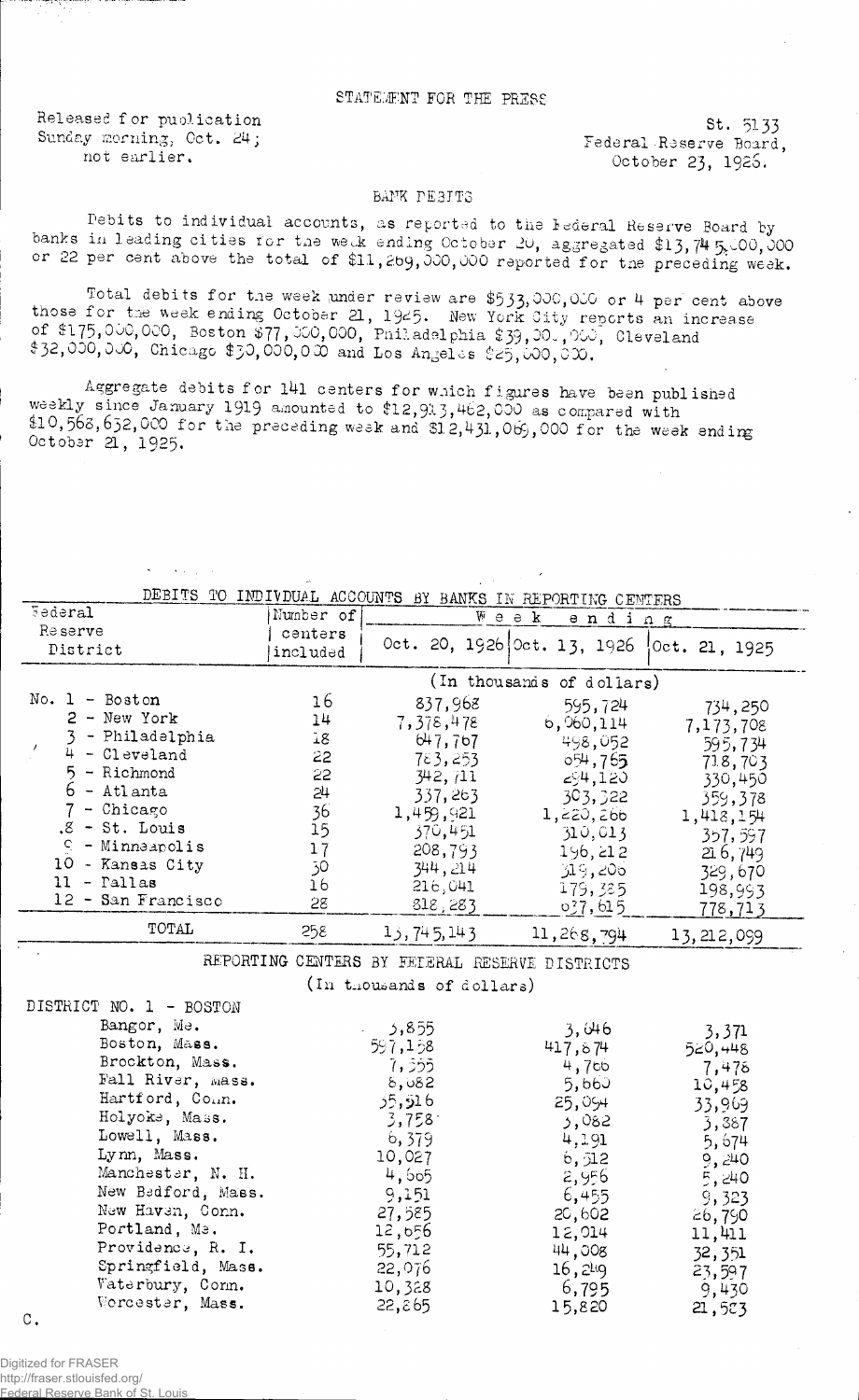STATEMENT FOR THE PRESS

Released for publication Sunday morning, Oct. 24; not earlier.

St. 5133
Federal Reserve Board,
October 23, 1926.

## BANK DEBITS

Debits to individual accounts, as reported to the Federal Reserve Board by banks in leading cities for the week ending October 20, aggregated $13,745,000,000 or 22 per cent above the total of $11,269,000,000 reported for the preceding week.

Total debits for the week under review are $533,000,000 or 4 per cent above those for the week ending October 21, 1925. New York City reports an increase of $175,000,000, Boston $77,000,000, Philadelphia $39,000,000, Cleveland $32,000,000, Chicago $30,000,000 and Los Angeles $25,000,000.

Aggregate debits for 141 centers for which figures have been published weekly since January 1919 amounted to $12,913,462,000 as compared with $10,568,632,000 for the preceding week and $12,431,069,000 for the week ending October 21, 1925.

DEBITS TO INDIVIDUAL ACCOUNTS BY BANKS IN REPORTING CENTERS

| Federal Reserve District | Number of centers included | Week ending Oct. 20, 1926 | Oct. 13, 1926 | Oct. 21, 1925 |
|---|---|---|---|---|
| | | (In thousands of dollars) | | |
| No. 1 - Boston | 16 | 837,968 | 595,724 | 734,250 |
| 2 - New York | 14 | 7,378,478 | 6,060,114 | 7,173,708 |
| 3 - Philadelphia | 18 | 647,767 | 498,052 | 595,734 |
| 4 - Cleveland | 22 | 763,253 | 654,765 | 718,703 |
| 5 - Richmond | 22 | 342,711 | 294,120 | 330,450 |
| 6 - Atlanta | 24 | 337,263 | 303,322 | 359,378 |
| 7 - Chicago | 36 | 1,459,921 | 1,220,266 | 1,418,154 |
| 8 - St. Louis | 15 | 370,451 | 310,013 | 357,597 |
| 9 - Minneapolis | 17 | 208,793 | 196,212 | 216,749 |
| 10 - Kansas City | 30 | 344,214 | 319,206 | 329,670 |
| 11 - Dallas | 16 | 216,041 | 179,325 | 198,993 |
| 12 - San Francisco | 28 | 818,283 | 637,615 | 778,713 |
| TOTAL | 258 | 13,745,143 | 11,268,794 | 13,212,099 |

REPORTING CENTERS BY FEDERAL RESERVE DISTRICTS

(In thousands of dollars)

| DISTRICT NO. 1 - BOSTON | Oct. 20, 1926 | Oct. 13, 1926 | Oct. 21, 1925 |
|---|---|---|---|
| Bangor, Me. | 3,855 | 3,046 | 3,371 |
| Boston, Mass. | 597,158 | 417,874 | 520,448 |
| Brockton, Mass. | 7,355 | 4,766 | 7,478 |
| Fall River, Mass. | 8,082 | 5,660 | 10,458 |
| Hartford, Conn. | 35,916 | 25,094 | 33,969 |
| Holyoke, Mass. | 3,758 | 3,082 | 3,387 |
| Lowell, Mass. | 6,379 | 4,191 | 5,674 |
| Lynn, Mass. | 10,027 | 6,512 | 9,240 |
| Manchester, N. H. | 4,605 | 2,956 | 5,240 |
| New Bedford, Mass. | 9,151 | 6,455 | 9,323 |
| New Haven, Conn. | 27,585 | 20,602 | 26,790 |
| Portland, Me. | 12,656 | 12,014 | 11,411 |
| Providence, R. I. | 55,712 | 44,008 | 32,351 |
| Springfield, Mass. | 22,076 | 16,249 | 23,597 |
| Waterbury, Conn. | 10,328 | 6,795 | 9,430 |
| Worcester, Mass. | 22,865 | 15,820 | 21,523 |

C.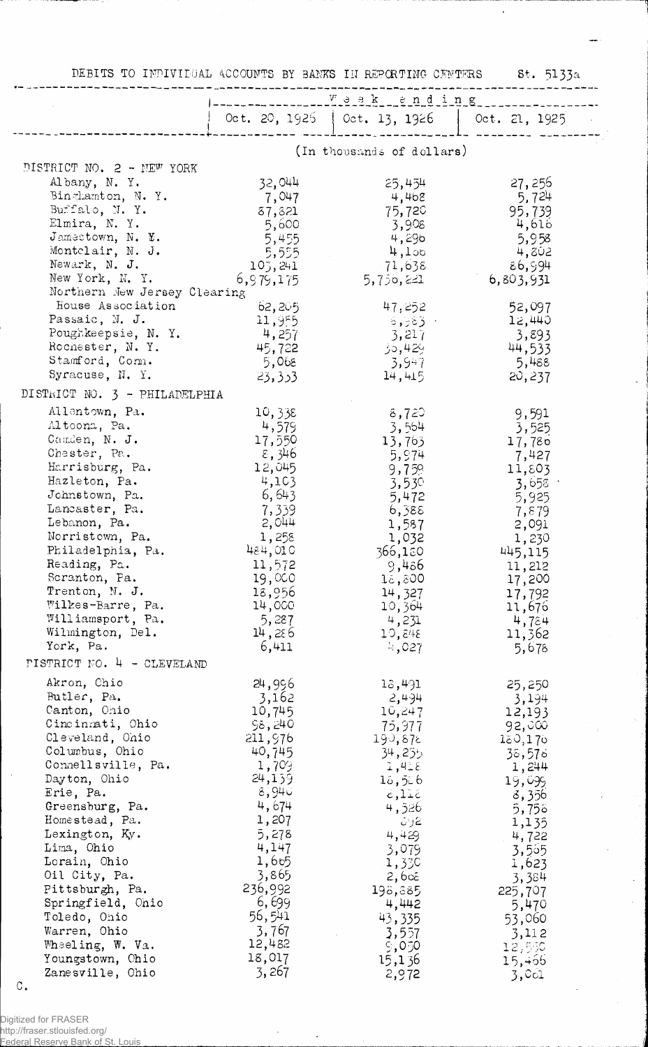DEBITS TO INDIVIDUAL ACCOUNTS BY BANKS IN REPORTING CENTERS St. 5133a

| | Week ending | | |
|---|---|---|---|
| | Oct. 20, 1926 | Oct. 13, 1926 | Oct. 21, 1925 |
| | (In thousands of dollars) | | |
| DISTRICT NO. 2 - NEW YORK | | | |
| Albany, N. Y. | 32,044 | 25,454 | 27,256 |
| Binghamton, N. Y. | 7,047 | 4,462 | 5,724 |
| Buffalo, N. Y. | 87,821 | 75,720 | 95,739 |
| Elmira, N. Y. | 5,600 | 3,908 | 4,616 |
| Jamestown, N. Y. | 5,455 | 4,296 | 5,958 |
| Montclair, N. J. | 5,555 | 4,156 | 4,802 |
| Newark, N. J. | 103,241 | 71,638 | 86,994 |
| New York, N. Y. | 6,979,175 | 5,756,221 | 6,803,931 |
| Northern New Jersey Clearing House Association | 62,205 | 47,252 | 52,097 |
| Passaic, N. J. | 11,955 | 8,583 | 12,440 |
| Poughkeepsie, N. Y. | 4,257 | 3,217 | 3,893 |
| Rochester, N. Y. | 45,722 | 36,429 | 44,533 |
| Stamford, Conn. | 5,068 | 3,947 | 5,488 |
| Syracuse, N. Y. | 23,353 | 14,415 | 20,237 |
| DISTRICT NO. 3 - PHILADELPHIA | | | |
| Allentown, Pa. | 10,338 | 8,720 | 9,591 |
| Altoona, Pa. | 4,579 | 3,564 | 3,525 |
| Camden, N. J. | 17,550 | 13,763 | 17,786 |
| Chester, Pa. | 8,346 | 5,974 | 7,427 |
| Harrisburg, Pa. | 12,045 | 9,759 | 11,803 |
| Hazleton, Pa. | 4,103 | 3,530 | 3,658 |
| Johnstown, Pa. | 6,643 | 5,472 | 5,925 |
| Lancaster, Pa. | 7,339 | 6,388 | 7,879 |
| Lebanon, Pa. | 2,044 | 1,587 | 2,091 |
| Norristown, Pa. | 1,258 | 1,032 | 1,230 |
| Philadelphia, Pa. | 484,010 | 366,180 | 445,115 |
| Reading, Pa. | 11,572 | 9,486 | 11,212 |
| Scranton, Pa. | 19,000 | 16,800 | 17,200 |
| Trenton, N. J. | 18,956 | 14,327 | 17,792 |
| Wilkes-Barre, Pa. | 14,000 | 10,364 | 11,676 |
| Williamsport, Pa. | 5,287 | 4,231 | 4,784 |
| Wilmington, Del. | 14,286 | 10,848 | 11,362 |
| York, Pa. | 6,411 | 4,027 | 5,678 |
| DISTRICT NO. 4 - CLEVELAND | | | |
| Akron, Ohio | 24,996 | 18,491 | 25,250 |
| Butler, Pa. | 3,162 | 2,494 | 3,194 |
| Canton, Ohio | 10,745 | 10,247 | 12,193 |
| Cincinnati, Ohio | 98,240 | 75,977 | 92,000 |
| Cleveland, Ohio | 211,976 | 190,872 | 180,176 |
| Columbus, Ohio | 40,745 | 34,255 | 38,576 |
| Connellsville, Pa. | 1,709 | 1,418 | 1,244 |
| Dayton, Ohio | 24,139 | 18,526 | 19,099 |
| Erie, Pa. | 8,940 | 6,112 | 8,356 |
| Greensburg, Pa. | 4,674 | 4,526 | 5,756 |
| Homestead, Pa. | 1,207 | 892 | 1,135 |
| Lexington, Ky. | 5,278 | 4,429 | 4,722 |
| Lima, Ohio | 4,147 | 3,079 | 3,565 |
| Lorain, Ohio | 1,665 | 1,330 | 1,623 |
| Oil City, Pa. | 3,865 | 2,608 | 3,384 |
| Pittsburgh, Pa. | 236,992 | 198,885 | 225,707 |
| Springfield, Ohio | 6,699 | 4,442 | 5,470 |
| Toledo, Ohio | 56,541 | 43,335 | 53,060 |
| Warren, Ohio | 3,767 | 3,557 | 3,112 |
| Wheeling, W. Va. | 12,482 | 9,050 | 12,550 |
| Youngstown, Ohio | 18,017 | 15,136 | 15,466 |
| Zanesville, Ohio | 3,267 | 2,972 | 3,061 |

C.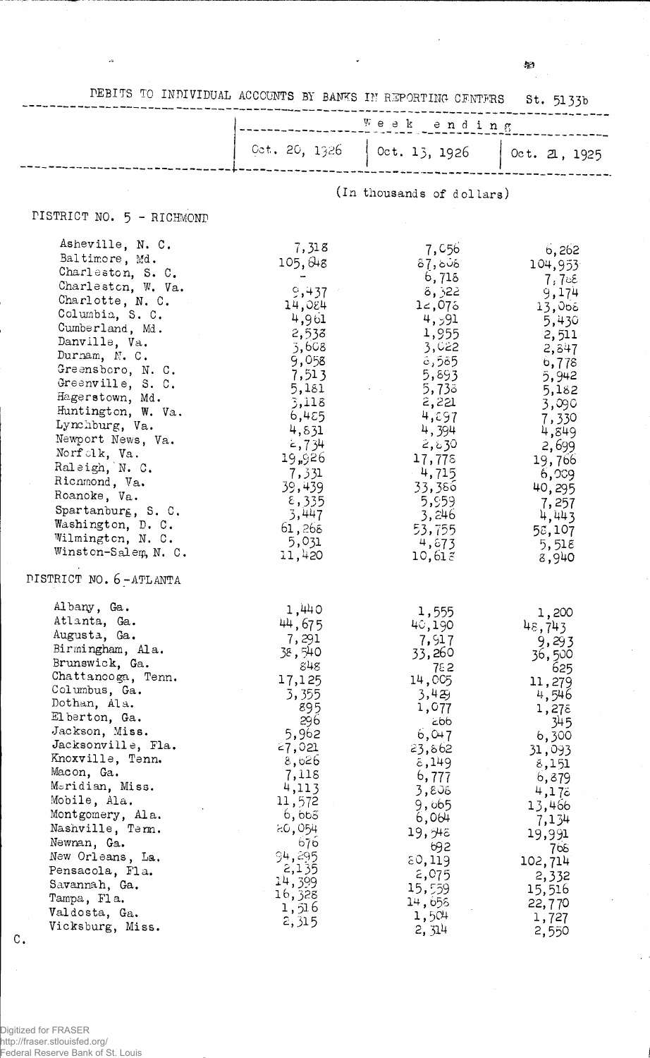DEBITS TO INDIVIDUAL ACCOUNTS BY BANKS IN REPORTING CENTERS St. 5133b

| | Week ending | | |
|---|---|---|---|
| | Oct. 20, 1926 | Oct. 13, 1926 | Oct. 21, 1925 |
| | (In thousands of dollars) | | |
| **DISTRICT NO. 5 - RICHMOND** | | | |
| Asheville, N. C. | 7,318 | 7,056 | 6,262 |
| Baltimore, Md. | 105,648 | 87,808 | 104,953 |
| Charleston, S. C. | - | 6,718 | 7,768 |
| Charleston, W. Va. | 9,437 | 8,322 | 9,174 |
| Charlotte, N. C. | 14,024 | 12,076 | 13,068 |
| Columbia, S. C. | 4,961 | 4,991 | 5,430 |
| Cumberland, Md. | 2,538 | 1,955 | 2,511 |
| Danville, Va. | 3,608 | 3,022 | 2,847 |
| Durham, N. C. | 9,058 | 8,585 | 6,778 |
| Greensboro, N. C. | 7,513 | 5,893 | 5,942 |
| Greenville, S. C. | 5,181 | 5,738 | 5,182 |
| Hagerstown, Md. | 3,118 | 2,221 | 3,090 |
| Huntington, W. Va. | 6,485 | 4,897 | 7,330 |
| Lynchburg, Va. | 4,831 | 4,394 | 4,849 |
| Newport News, Va. | 2,734 | 2,830 | 2,699 |
| Norfolk, Va. | 19,926 | 17,778 | 19,766 |
| Raleigh, N. C. | 7,331 | 4,715 | 6,009 |
| Richmond, Va. | 39,439 | 33,386 | 40,295 |
| Roanoke, Va. | 8,335 | 5,959 | 7,257 |
| Spartanburg, S. C. | 3,447 | 3,246 | 4,443 |
| Washington, D. C. | 61,268 | 53,755 | 58,107 |
| Wilmington, N. C. | 5,031 | 4,873 | 5,518 |
| Winston-Salem, N. C. | 11,420 | 10,618 | 8,940 |
| **DISTRICT NO. 6 - ATLANTA** | | | |
| Albany, Ga. | 1,440 | 1,555 | 1,200 |
| Atlanta, Ga. | 44,675 | 40,190 | 48,743 |
| Augusta, Ga. | 7,291 | 7,917 | 9,293 |
| Birmingham, Ala. | 38,540 | 33,260 | 36,500 |
| Brunswick, Ga. | 848 | 782 | 625 |
| Chattanooga, Tenn. | 17,125 | 14,005 | 11,279 |
| Columbus, Ga. | 3,355 | 3,429 | 4,546 |
| Dothan, Ala. | 895 | 1,077 | 1,278 |
| Elberton, Ga. | 296 | 266 | 345 |
| Jackson, Miss. | 5,962 | 6,047 | 6,300 |
| Jacksonville, Fla. | 27,021 | 23,862 | 31,093 |
| Knoxville, Tenn. | 8,626 | 8,149 | 8,151 |
| Macon, Ga. | 7,118 | 6,777 | 6,879 |
| Meridian, Miss. | 4,113 | 3,808 | 4,178 |
| Mobile, Ala. | 11,572 | 9,665 | 13,466 |
| Montgomery, Ala. | 6,668 | 6,064 | 7,134 |
| Nashville, Tenn. | 20,054 | 19,948 | 19,991 |
| Newnan, Ga. | 676 | 692 | 768 |
| New Orleans, La. | 94,295 | 80,119 | 102,714 |
| Pensacola, Fla. | 2,135 | 2,075 | 2,332 |
| Savannah, Ga. | 14,399 | 15,559 | 15,516 |
| Tampa, Fla. | 16,328 | 14,658 | 22,770 |
| Valdosta, Ga. | 1,516 | 1,504 | 1,727 |
| Vicksburg, Miss. | 2,315 | 2,314 | 2,550 |

C.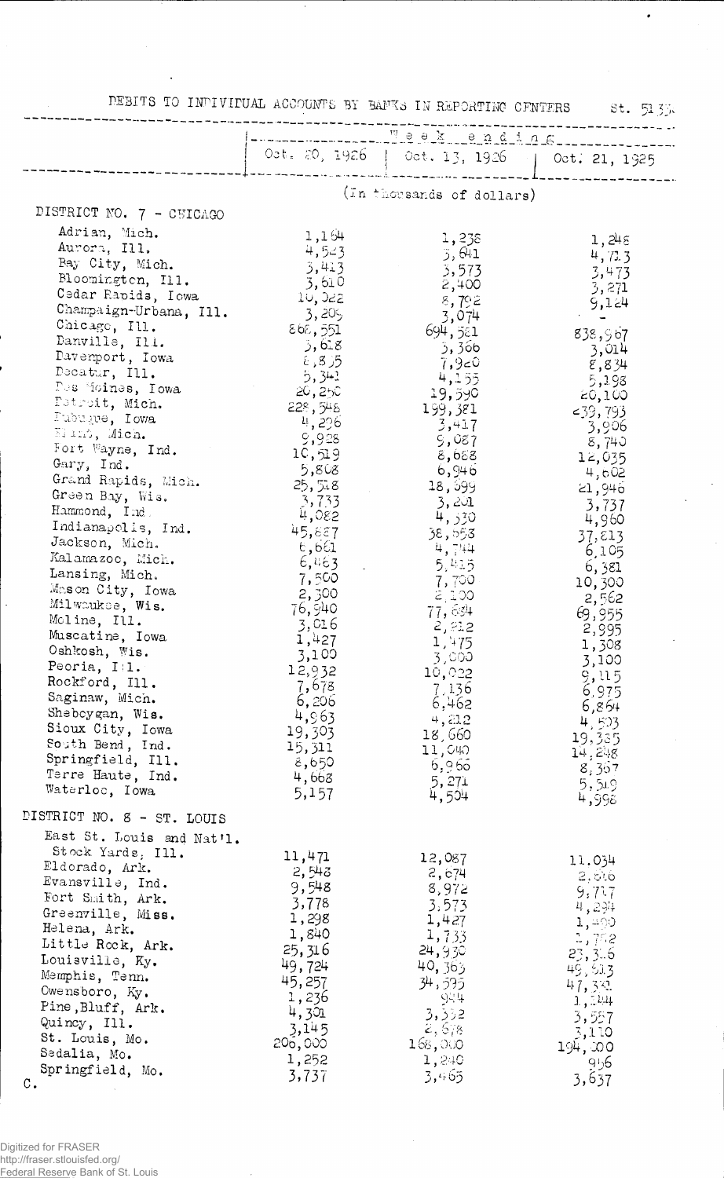DEBITS TO INDIVIDUAL ACCOUNTS BY BANKS IN REPORTING CENTERS St. 5135

| | Week ending | | |
|---|---|---|---|
| | Oct. 20, 1926 | Oct. 13, 1926 | Oct. 21, 1925 |
| | (In thousands of dollars) | | |
| DISTRICT NO. 7 - CHICAGO | | | |
| Adrian, Mich. | 1,164 | 1,238 | 1,248 |
| Aurora, Ill. | 4,523 | 3,641 | 4,713 |
| Bay City, Mich. | 3,413 | 3,573 | 3,473 |
| Bloomington, Ill. | 3,610 | 2,400 | 3,271 |
| Cedar Rapids, Iowa | 10,022 | 8,792 | 9,124 |
| Champaign-Urbana, Ill. | 3,205 | 3,074 | - |
| Chicago, Ill. | 868,551 | 694,581 | 838,967 |
| Danville, Ill. | 3,618 | 3,366 | 3,014 |
| Davenport, Iowa | 8,835 | 7,920 | 8,834 |
| Decatur, Ill. | 5,341 | 4,155 | 5,198 |
| Des Moines, Iowa | 20,250 | 19,590 | 20,100 |
| Detroit, Mich. | 228,548 | 199,381 | 239,793 |
| Dubuque, Iowa | 4,296 | 3,417 | 3,906 |
| Flint, Mich. | 9,928 | 9,087 | 8,740 |
| Fort Wayne, Ind. | 10,519 | 8,688 | 12,035 |
| Gary, Ind. | 5,868 | 6,946 | 4,602 |
| Grand Rapids, Mich. | 25,518 | 18,699 | 21,946 |
| Green Bay, Wis. | 3,733 | 3,201 | 3,737 |
| Hammond, Ind. | 4,082 | 4,330 | 4,960 |
| Indianapolis, Ind. | 45,887 | 38,653 | 37,813 |
| Jackson, Mich. | 6,661 | 4,744 | 6,105 |
| Kalamazoo, Mich. | 6,463 | 5,415 | 6,381 |
| Lansing, Mich. | 7,500 | 7,700 | 10,300 |
| Mason City, Iowa | 2,300 | 2,100 | 2,562 |
| Milwaukee, Wis. | 76,940 | 77,684 | 69,955 |
| Moline, Ill. | 3,016 | 2,212 | 2,995 |
| Muscatine, Iowa | 1,427 | 1,475 | 1,308 |
| Oshkosh, Wis. | 3,100 | 3,000 | 3,100 |
| Peoria, Ill. | 12,932 | 10,022 | 9,115 |
| Rockford, Ill. | 7,678 | 7,136 | 6,975 |
| Saginaw, Mich. | 6,206 | 6,462 | 6,864 |
| Sheboygan, Wis. | 4,963 | 4,212 | 4,503 |
| Sioux City, Iowa | 19,303 | 18,660 | 19,335 |
| South Bend, Ind. | 15,311 | 11,040 | 14,248 |
| Springfield, Ill. | 8,650 | 6,966 | 8,367 |
| Terre Haute, Ind. | 4,668 | 5,271 | 5,549 |
| Waterloo, Iowa | 5,157 | 4,504 | 4,998 |
| DISTRICT NO. 8 - ST. LOUIS | | | |
| East St. Louis and Nat'l. Stock Yards, Ill. | 11,471 | 12,087 | 11,034 |
| Eldorado, Ark. | 2,548 | 2,674 | 2,616 |
| Evansville, Ind. | 9,548 | 8,972 | 9,717 |
| Fort Smith, Ark. | 3,778 | 3,573 | 4,234 |
| Greenville, Miss. | 1,298 | 1,427 | 1,400 |
| Helena, Ark. | 1,840 | 1,733 | 1,752 |
| Little Rock, Ark. | 25,316 | 24,930 | 23,306 |
| Louisville, Ky. | 49,724 | 40,363 | 49,513 |
| Memphis, Tenn. | 45,257 | 34,595 | 47,332 |
| Owensboro, Ky. | 1,236 | 954 | 1,144 |
| Pine Bluff, Ark. | 4,301 | 3,332 | 3,557 |
| Quincy, Ill. | 3,145 | 2,678 | 3,110 |
| St. Louis, Mo. | 206,000 | 168,000 | 194,200 |
| Sedalia, Mo. | 1,252 | 1,240 | 956 |
| Springfield, Mo. | 3,737 | 3,465 | 3,637 |

C.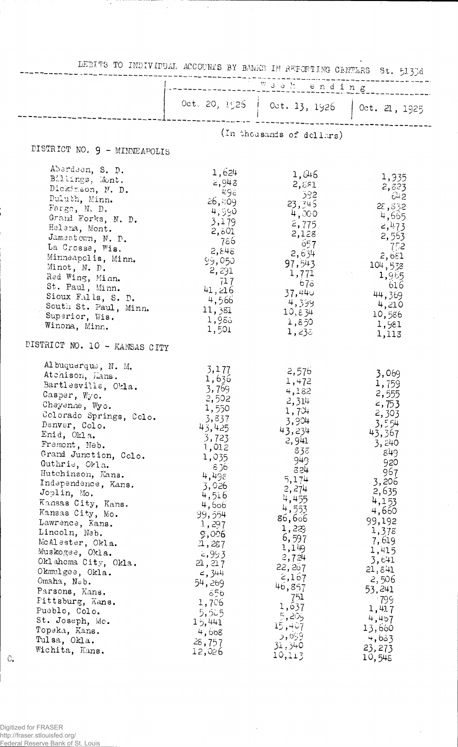DEBITS TO INDIVIDUAL ACCOUNTS BY BANKS IN REPORTING CENTERS St. 5133d

| | Week ending | | |
|---|---|---|---|
| | Oct. 20, 1926 | Oct. 13, 1926 | Oct. 21, 1925 |
| | (In thousands of dollars) | | |
| **DISTRICT NO. 9 - MINNEAPOLIS** | | | |
| Aberdeen, S. D. | 1,624 | 1,646 | 1,935 |
| Billings, Mont. | 2,948 | 2,881 | 2,823 |
| Dickinson, N. D. | 498 | 592 | 642 |
| Duluth, Minn. | 26,409 | 23,745 | 28,832 |
| Fargo, N. D. | 4,990 | 4,000 | 4,665 |
| Grand Forks, N. D. | 3,179 | 2,775 | 2,473 |
| Helena, Mont. | 2,601 | 2,128 | 2,563 |
| Jamestown, N. D. | 786 | 657 | 752 |
| La Crosse, Wis. | 2,848 | 2,634 | 2,681 |
| Minneapolis, Minn. | 99,050 | 97,543 | 104,538 |
| Minot, N. D. | 2,291 | 1,771 | 1,965 |
| Red Wing, Minn. | 717 | 678 | 616 |
| St. Paul, Minn. | 41,216 | 37,440 | 44,369 |
| Sioux Falls, S. D. | 4,566 | 4,399 | 4,210 |
| South St. Paul, Minn. | 11,381 | 10,834 | 10,586 |
| Superior, Wis. | 1,988 | 1,850 | 1,981 |
| Winona, Minn. | 1,501 | 1,238 | 1,113 |
| **DISTRICT NO. 10 - KANSAS CITY** | | | |
| Albuquerque, N. M. | 3,177 | 2,576 | 3,069 |
| Atchison, Kans. | 1,636 | 1,472 | 1,759 |
| Bartlesville, Okla. | 3,769 | 4,182 | 2,555 |
| Casper, Wyo. | 2,502 | 2,314 | 2,753 |
| Cheyenne, Wyo. | 1,550 | 1,704 | 2,303 |
| Colorado Springs, Colo. | 3,837 | 3,904 | 3,554 |
| Denver, Colo. | 43,425 | 43,234 | 43,367 |
| Enid, Okla. | 3,723 | 2,941 | 3,240 |
| Fremont, Neb. | 1,012 | 838 | 849 |
| Grand Junction, Colo. | 1,035 | 949 | 920 |
| Guthrie, Okla. | 836 | 824 | 967 |
| Hutchinson, Kans. | 4,498 | 5,174 | 3,206 |
| Independence, Kans. | 3,026 | 2,274 | 2,635 |
| Joplin, Mo. | 4,516 | 4,455 | 4,153 |
| Kansas City, Kans. | 4,606 | 4,553 | 4,660 |
| Kansas City, Mo. | 99,554 | 86,606 | 99,192 |
| Lawrence, Kans. | 1,297 | 1,229 | 1,378 |
| Lincoln, Neb. | 9,006 | 6,597 | 7,619 |
| McAlester, Okla. | 1,287 | 1,149 | 1,415 |
| Muskogee, Okla. | 2,993 | 2,724 | 3,641 |
| Oklahoma City, Okla. | 21,217 | 22,267 | 21,841 |
| Okmulgee, Okla. | 2,344 | 2,167 | 2,506 |
| Omaha, Neb. | 54,269 | 46,857 | 53,241 |
| Parsons, Kans. | 856 | 751 | 799 |
| Pittsburg, Kans. | 1,706 | 1,637 | 1,417 |
| Pueblo, Colo. | 5,565 | 5,205 | 4,457 |
| St. Joseph, Mo. | 15,441 | 15,407 | 13,660 |
| Topeka, Kans. | 4,668 | 5,699 | 4,683 |
| Tulsa, Okla. | 28,757 | 31,340 | 23,273 |
| Wichita, Kans. | 12,026 | 10,113 | 10,548 |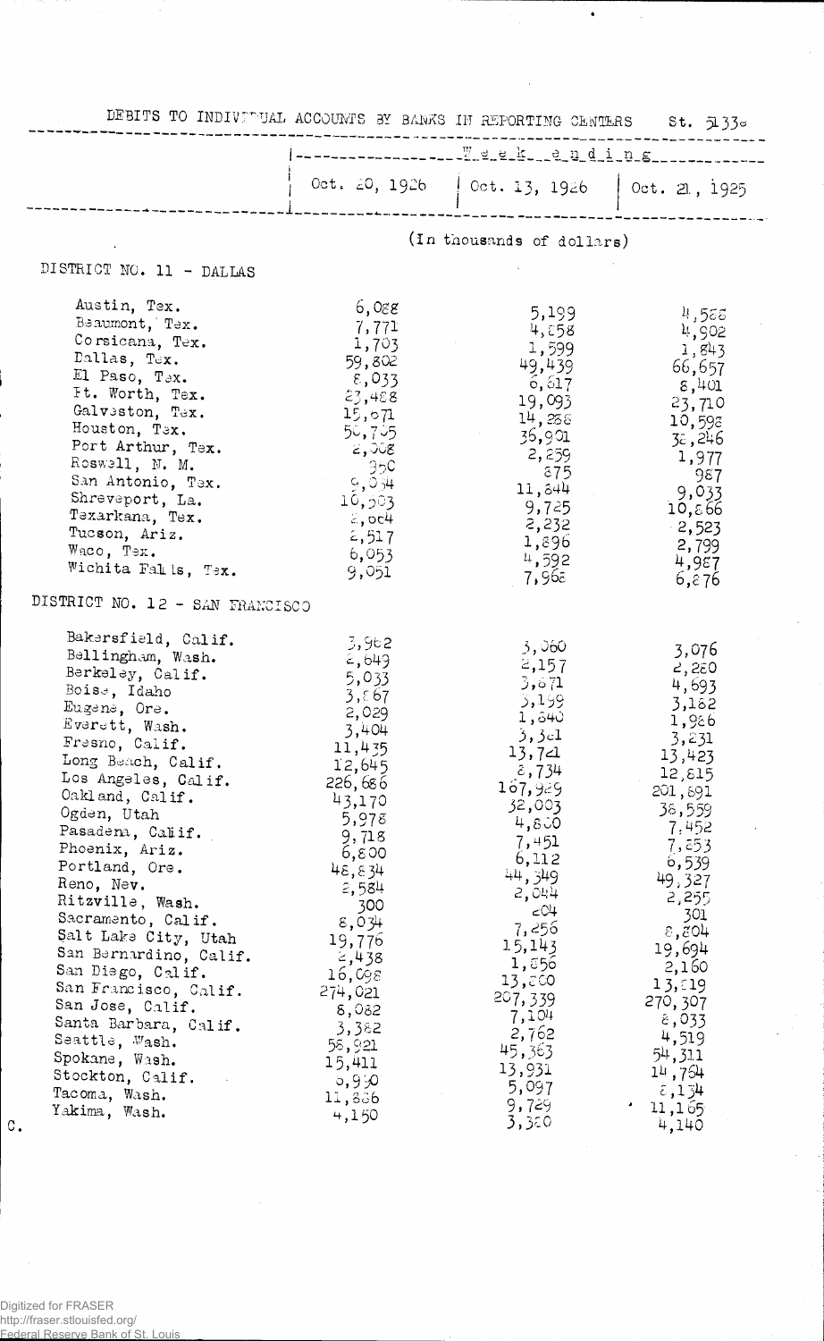DEBITS TO INDIVIDUAL ACCOUNTS BY BANKS IN REPORTING CENTERS St. 5133c

| | Week ending | | |
|---|---|---|---|
| | Oct. 20, 1926 | Oct. 13, 1926 | Oct. 21, 1925 |
| | (In thousands of dollars) | | |
| **DISTRICT NO. 11 - DALLAS** | | | |
| Austin, Tex. | 6,088 | 5,199 | 4,586 |
| Beaumont, Tex. | 7,771 | 4,858 | 4,902 |
| Corsicana, Tex. | 1,703 | 1,599 | 1,843 |
| Dallas, Tex. | 59,802 | 49,439 | 66,657 |
| El Paso, Tex. | 8,033 | 6,617 | 8,401 |
| Ft. Worth, Tex. | 23,428 | 19,093 | 23,710 |
| Galveston, Tex. | 15,071 | 14,288 | 10,598 |
| Houston, Tex. | 50,765 | 36,901 | 32,246 |
| Port Arthur, Tex. | 2,308 | 2,259 | 1,977 |
| Roswell, N. M. | 950 | 875 | 987 |
| San Antonio, Tex. | 9,034 | 11,844 | 9,033 |
| Shreveport, La. | 10,903 | 9,725 | 10,866 |
| Texarkana, Tex. | 2,004 | 2,232 | 2,523 |
| Tucson, Ariz. | 2,517 | 1,896 | 2,799 |
| Waco, Tex. | 6,053 | 4,592 | 4,987 |
| Wichita Falls, Tex. | 9,051 | 7,968 | 6,876 |
| **DISTRICT NO. 12 - SAN FRANCISCO** | | | |
| Bakersfield, Calif. | 3,962 | 3,060 | 3,076 |
| Bellingham, Wash. | 2,649 | 2,157 | 2,280 |
| Berkeley, Calif. | 5,033 | 3,871 | 4,693 |
| Boise, Idaho | 3,867 | 3,199 | 3,182 |
| Eugene, Ore. | 2,029 | 1,840 | 1,986 |
| Everett, Wash. | 3,404 | 3,321 | 3,231 |
| Fresno, Calif. | 11,435 | 13,721 | 13,423 |
| Long Beach, Calif. | 12,645 | 8,734 | 12,815 |
| Los Angeles, Calif. | 226,686 | 167,929 | 201,891 |
| Oakland, Calif. | 43,170 | 32,003 | 38,559 |
| Ogden, Utah | 5,978 | 4,800 | 7,452 |
| Pasadena, Calif. | 9,718 | 7,451 | 7,853 |
| Phoenix, Ariz. | 6,800 | 6,112 | 6,539 |
| Portland, Ore. | 48,834 | 44,349 | 49,327 |
| Reno, Nev. | 2,584 | 2,044 | 2,255 |
| Ritzville, Wash. | 300 | 204 | 301 |
| Sacramento, Calif. | 8,034 | 7,256 | 8,804 |
| Salt Lake City, Utah | 19,776 | 15,143 | 19,694 |
| San Bernardino, Calif. | 2,438 | 1,856 | 2,160 |
| San Diego, Calif. | 16,098 | 13,800 | 13,819 |
| San Francisco, Calif. | 274,021 | 207,339 | 270,307 |
| San Jose, Calif. | 8,082 | 7,104 | 8,033 |
| Santa Barbara, Calif. | 3,382 | 2,762 | 4,519 |
| Seattle, Wash. | 58,921 | 45,363 | 54,311 |
| Spokane, Wash. | 15,411 | 13,931 | 14,764 |
| Stockton, Calif. | 6,930 | 5,097 | 8,134 |
| Tacoma, Wash. | 11,886 | 9,729 | 11,165 |
| Yakima, Wash. | 4,150 | 3,320 | 4,140 |

C.